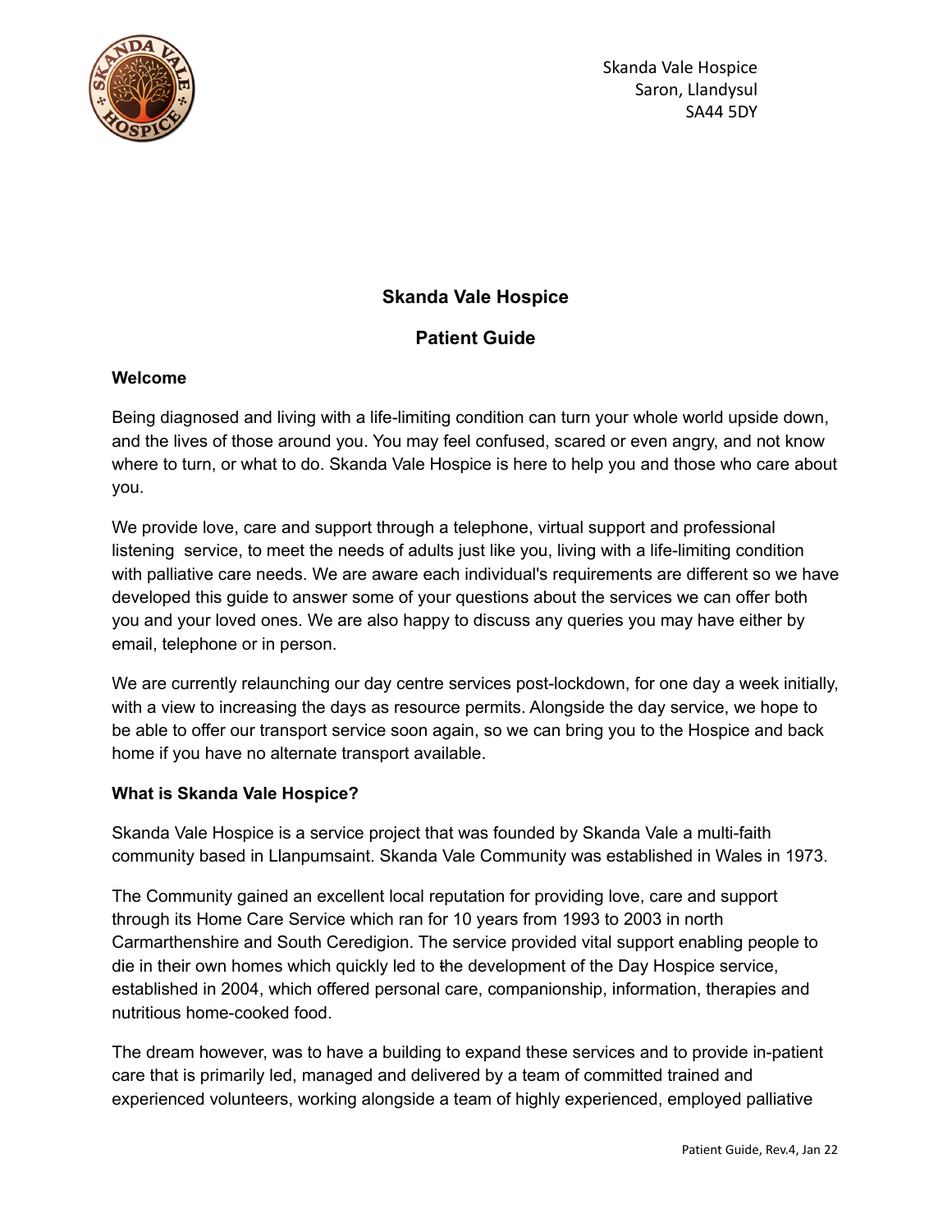Skanda Vale Hospice
Saron, Llandysul
SA44 5DY

# Skanda Vale Hospice

## Patient Guide

### Welcome

Being diagnosed and living with a life-limiting condition can turn your whole world upside down, and the lives of those around you. You may feel confused, scared or even angry, and not know where to turn, or what to do. Skanda Vale Hospice is here to help you and those who care about you.

We provide love, care and support through a telephone, virtual support and professional listening service, to meet the needs of adults just like you, living with a life-limiting condition with palliative care needs. We are aware each individual's requirements are different so we have developed this guide to answer some of your questions about the services we can offer both you and your loved ones. We are also happy to discuss any queries you may have either by email, telephone or in person.

We are currently relaunching our day centre services post-lockdown, for one day a week initially, with a view to increasing the days as resource permits. Alongside the day service, we hope to be able to offer our transport service soon again, so we can bring you to the Hospice and back home if you have no alternate transport available.

### What is Skanda Vale Hospice?

Skanda Vale Hospice is a service project that was founded by Skanda Vale a multi-faith community based in Llanpumsaint. Skanda Vale Community was established in Wales in 1973.

The Community gained an excellent local reputation for providing love, care and support through its Home Care Service which ran for 10 years from 1993 to 2003 in north Carmarthenshire and South Ceredigion. The service provided vital support enabling people to die in their own homes which quickly led to the development of the Day Hospice service, established in 2004, which offered personal care, companionship, information, therapies and nutritious home-cooked food.

The dream however, was to have a building to expand these services and to provide in-patient care that is primarily led, managed and delivered by a team of committed trained and experienced volunteers, working alongside a team of highly experienced, employed palliative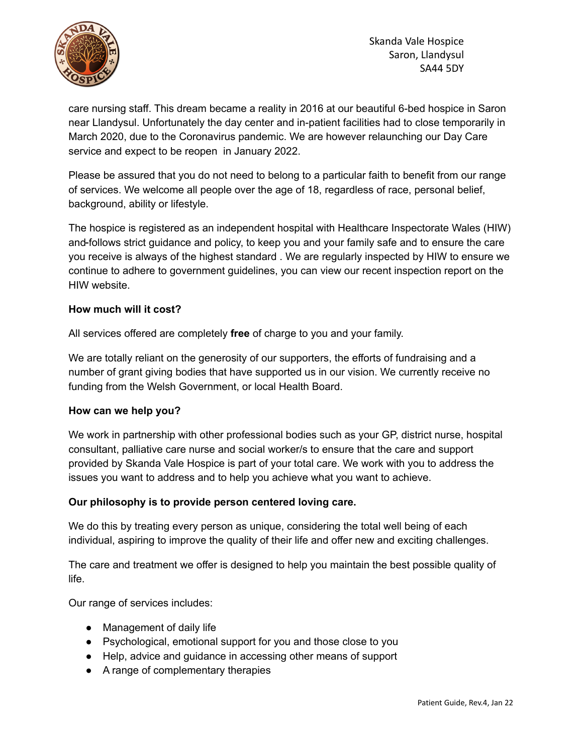care nursing staff. This dream became a reality in 2016 at our beautiful 6-bed hospice in Saron near Llandysul. Unfortunately the day center and in-patient facilities had to close temporarily in March 2020, due to the Coronavirus pandemic. We are however relaunching our Day Care service and expect to be reopen in January 2022.

Please be assured that you do not need to belong to a particular faith to benefit from our range of services. We welcome all people over the age of 18, regardless of race, personal belief, background, ability or lifestyle.

The hospice is registered as an independent hospital with Healthcare Inspectorate Wales (HIW) and follows strict guidance and policy, to keep you and your family safe and to ensure the care you receive is always of the highest standard . We are regularly inspected by HIW to ensure we continue to adhere to government guidelines, you can view our recent inspection report on the HIW website.

**How much will it cost?**

All services offered are completely **free** of charge to you and your family.

We are totally reliant on the generosity of our supporters, the efforts of fundraising and a number of grant giving bodies that have supported us in our vision. We currently receive no funding from the Welsh Government, or local Health Board.

**How can we help you?**

We work in partnership with other professional bodies such as your GP, district nurse, hospital consultant, palliative care nurse and social worker/s to ensure that the care and support provided by Skanda Vale Hospice is part of your total care. We work with you to address the issues you want to address and to help you achieve what you want to achieve.

**Our philosophy is to provide person centered loving care.**

We do this by treating every person as unique, considering the total well being of each individual, aspiring to improve the quality of their life and offer new and exciting challenges.

The care and treatment we offer is designed to help you maintain the best possible quality of life.

Our range of services includes:

- Management of daily life
- Psychological, emotional support for you and those close to you
- Help, advice and guidance in accessing other means of support
- A range of complementary therapies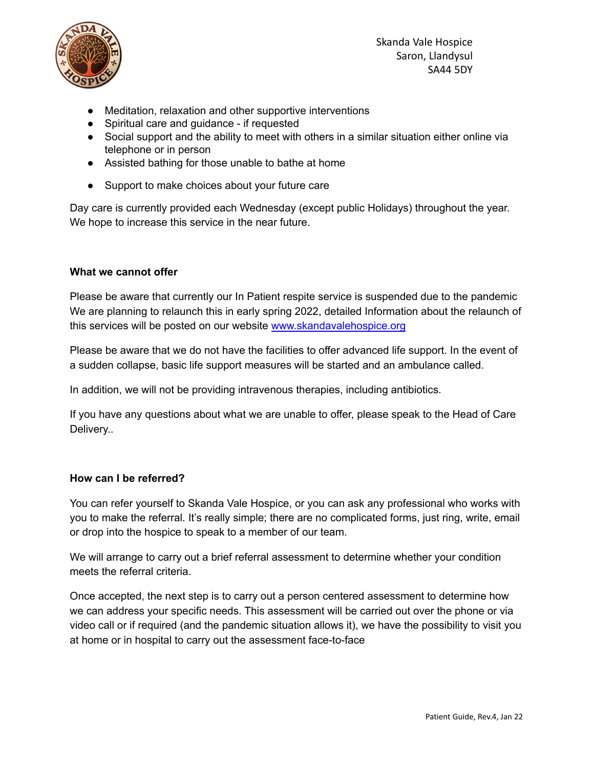- Meditation, relaxation and other supportive interventions
- Spiritual care and guidance - if requested
- Social support and the ability to meet with others in a similar situation either online via telephone or in person
- Assisted bathing for those unable to bathe at home
- Support to make choices about your future care

Day care is currently provided each Wednesday (except public Holidays) throughout the year. We hope to increase this service in the near future.

**What we cannot offer**

Please be aware that currently our In Patient respite service is suspended due to the pandemic We are planning to relaunch this in early spring 2022, detailed Information about the relaunch of this services will be posted on our website [www.skandavalehospice.org](http://www.skandavalehospice.org)

Please be aware that we do not have the facilities to offer advanced life support. In the event of a sudden collapse, basic life support measures will be started and an ambulance called.

In addition, we will not be providing intravenous therapies, including antibiotics.

If you have any questions about what we are unable to offer, please speak to the Head of Care Delivery..

**How can I be referred?**

You can refer yourself to Skanda Vale Hospice, or you can ask any professional who works with you to make the referral. It's really simple; there are no complicated forms, just ring, write, email or drop into the hospice to speak to a member of our team.

We will arrange to carry out a brief referral assessment to determine whether your condition meets the referral criteria.

Once accepted, the next step is to carry out a person centered assessment to determine how we can address your specific needs. This assessment will be carried out over the phone or via video call or if required (and the pandemic situation allows it), we have the possibility to visit you at home or in hospital to carry out the assessment face-to-face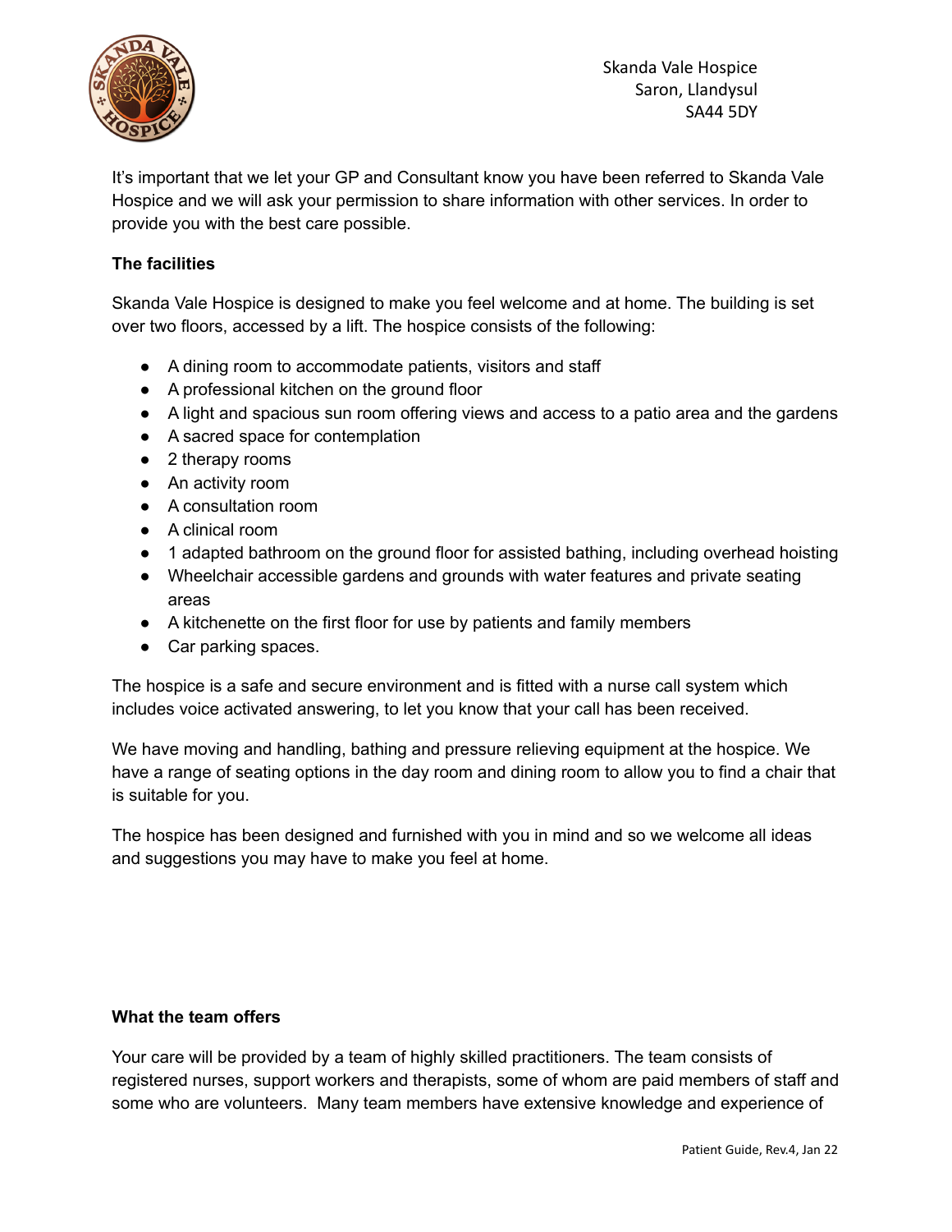It's important that we let your GP and Consultant know you have been referred to Skanda Vale Hospice and we will ask your permission to share information with other services. In order to provide you with the best care possible.

**The facilities**

Skanda Vale Hospice is designed to make you feel welcome and at home. The building is set over two floors, accessed by a lift. The hospice consists of the following:

- A dining room to accommodate patients, visitors and staff
- A professional kitchen on the ground floor
- A light and spacious sun room offering views and access to a patio area and the gardens
- A sacred space for contemplation
- 2 therapy rooms
- An activity room
- A consultation room
- A clinical room
- 1 adapted bathroom on the ground floor for assisted bathing, including overhead hoisting
- Wheelchair accessible gardens and grounds with water features and private seating areas
- A kitchenette on the first floor for use by patients and family members
- Car parking spaces.

The hospice is a safe and secure environment and is fitted with a nurse call system which includes voice activated answering, to let you know that your call has been received.

We have moving and handling, bathing and pressure relieving equipment at the hospice. We have a range of seating options in the day room and dining room to allow you to find a chair that is suitable for you.

The hospice has been designed and furnished with you in mind and so we welcome all ideas and suggestions you may have to make you feel at home.

**What the team offers**

Your care will be provided by a team of highly skilled practitioners. The team consists of registered nurses, support workers and therapists, some of whom are paid members of staff and some who are volunteers. Many team members have extensive knowledge and experience of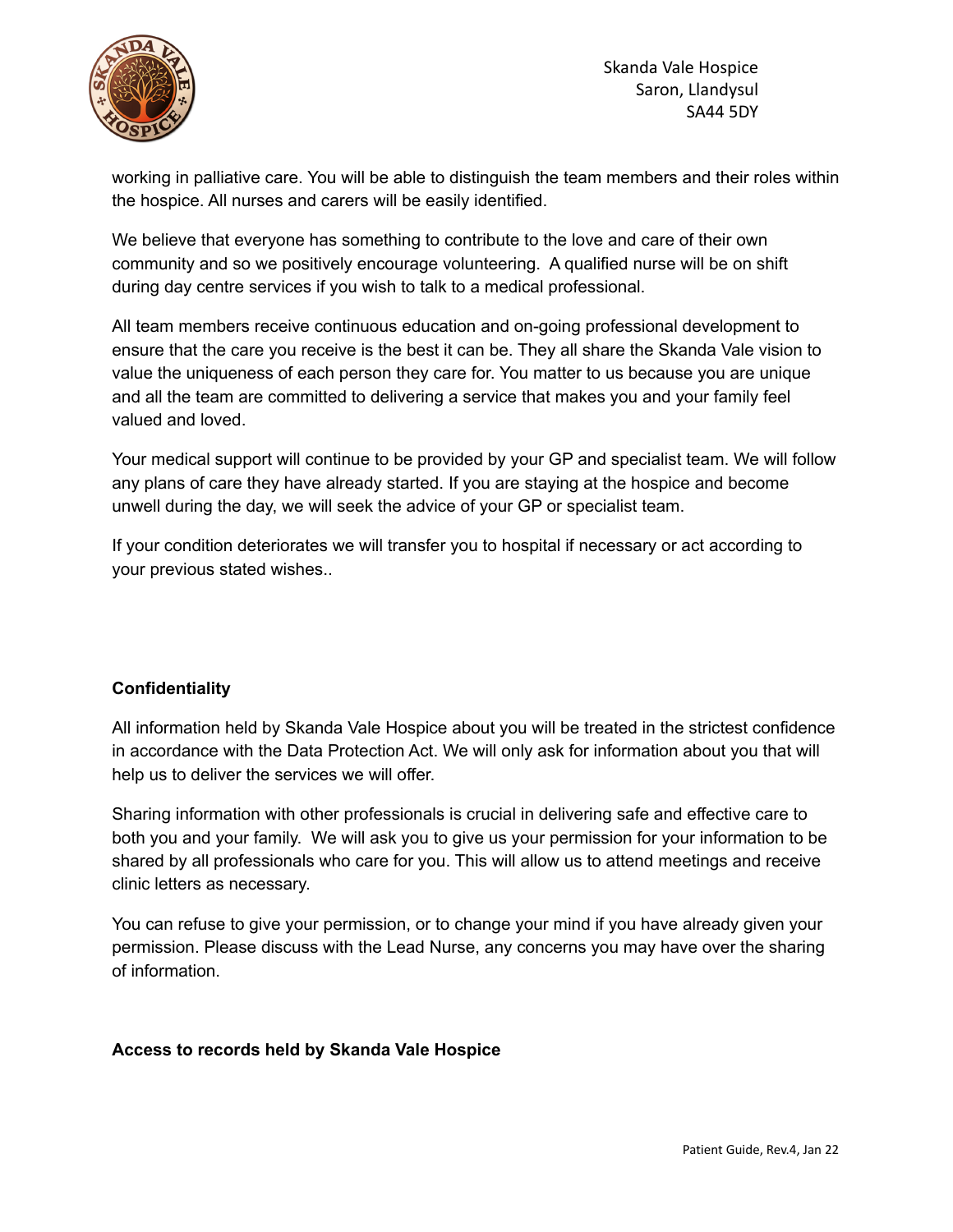working in palliative care. You will be able to distinguish the team members and their roles within the hospice. All nurses and carers will be easily identified.

We believe that everyone has something to contribute to the love and care of their own community and so we positively encourage volunteering. A qualified nurse will be on shift during day centre services if you wish to talk to a medical professional.

All team members receive continuous education and on-going professional development to ensure that the care you receive is the best it can be. They all share the Skanda Vale vision to value the uniqueness of each person they care for. You matter to us because you are unique and all the team are committed to delivering a service that makes you and your family feel valued and loved.

Your medical support will continue to be provided by your GP and specialist team. We will follow any plans of care they have already started. If you are staying at the hospice and become unwell during the day, we will seek the advice of your GP or specialist team.

If your condition deteriorates we will transfer you to hospital if necessary or act according to your previous stated wishes..

**Confidentiality**

All information held by Skanda Vale Hospice about you will be treated in the strictest confidence in accordance with the Data Protection Act. We will only ask for information about you that will help us to deliver the services we will offer.

Sharing information with other professionals is crucial in delivering safe and effective care to both you and your family. We will ask you to give us your permission for your information to be shared by all professionals who care for you. This will allow us to attend meetings and receive clinic letters as necessary.

You can refuse to give your permission, or to change your mind if you have already given your permission. Please discuss with the Lead Nurse, any concerns you may have over the sharing of information.

**Access to records held by Skanda Vale Hospice**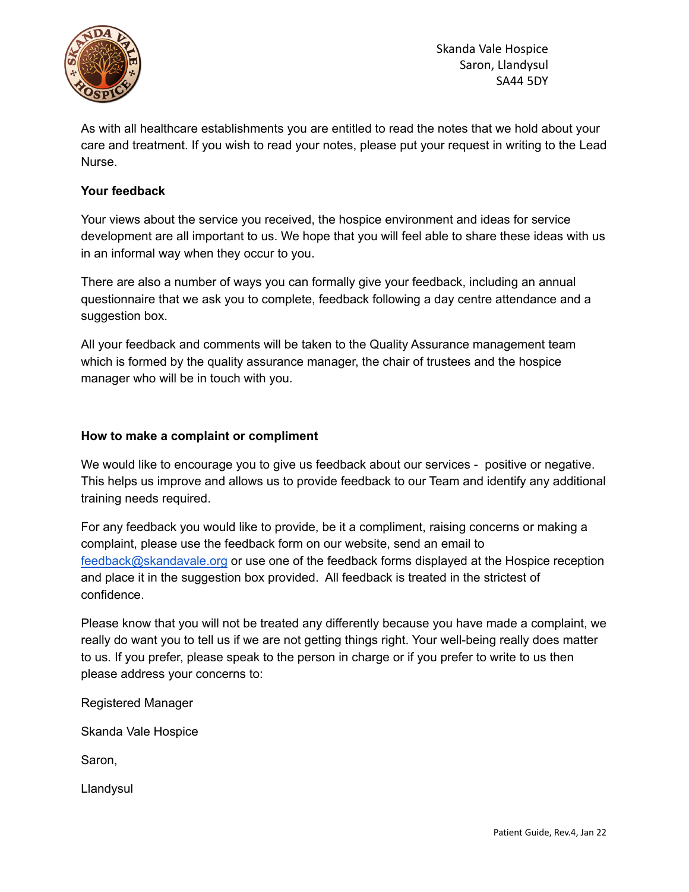As with all healthcare establishments you are entitled to read the notes that we hold about your care and treatment. If you wish to read your notes, please put your request in writing to the Lead Nurse.

**Your feedback**

Your views about the service you received, the hospice environment and ideas for service development are all important to us. We hope that you will feel able to share these ideas with us in an informal way when they occur to you.

There are also a number of ways you can formally give your feedback, including an annual questionnaire that we ask you to complete, feedback following a day centre attendance and a suggestion box.

All your feedback and comments will be taken to the Quality Assurance management team which is formed by the quality assurance manager, the chair of trustees and the hospice manager who will be in touch with you.

**How to make a complaint or compliment**

We would like to encourage you to give us feedback about our services - positive or negative. This helps us improve and allows us to provide feedback to our Team and identify any additional training needs required.

For any feedback you would like to provide, be it a compliment, raising concerns or making a complaint, please use the feedback form on our website, send an email to feedback@skandavale.org or use one of the feedback forms displayed at the Hospice reception and place it in the suggestion box provided. All feedback is treated in the strictest of confidence.

Please know that you will not be treated any differently because you have made a complaint, we really do want you to tell us if we are not getting things right. Your well-being really does matter to us. If you prefer, please speak to the person in charge or if you prefer to write to us then please address your concerns to:

Registered Manager

Skanda Vale Hospice

Saron,

Llandysul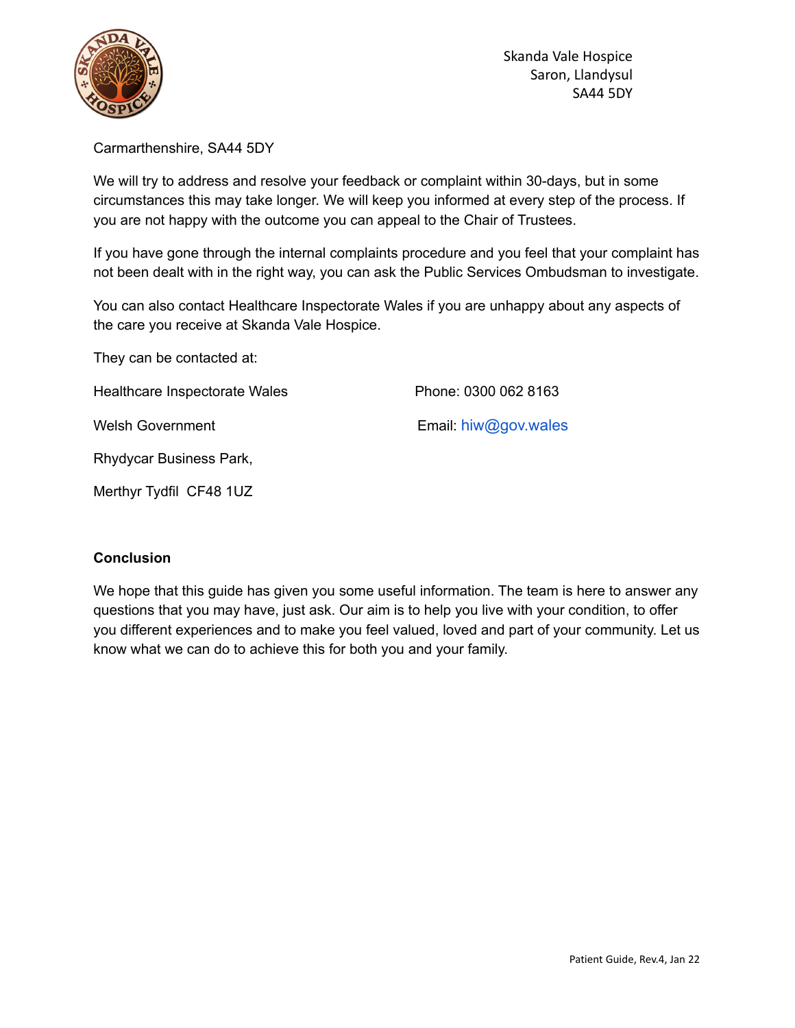Carmarthenshire, SA44 5DY

We will try to address and resolve your feedback or complaint within 30-days, but in some circumstances this may take longer. We will keep you informed at every step of the process. If you are not happy with the outcome you can appeal to the Chair of Trustees.

If you have gone through the internal complaints procedure and you feel that your complaint has not been dealt with in the right way, you can ask the Public Services Ombudsman to investigate.

You can also contact Healthcare Inspectorate Wales if you are unhappy about any aspects of the care you receive at Skanda Vale Hospice.

They can be contacted at:

Healthcare Inspectorate Wales

Welsh Government

Rhydycar Business Park,

Merthyr Tydfil CF48 1UZ

Phone: 0300 062 8163

Email: hiw@gov.wales

**Conclusion**

We hope that this guide has given you some useful information. The team is here to answer any questions that you may have, just ask. Our aim is to help you live with your condition, to offer you different experiences and to make you feel valued, loved and part of your community. Let us know what we can do to achieve this for both you and your family.